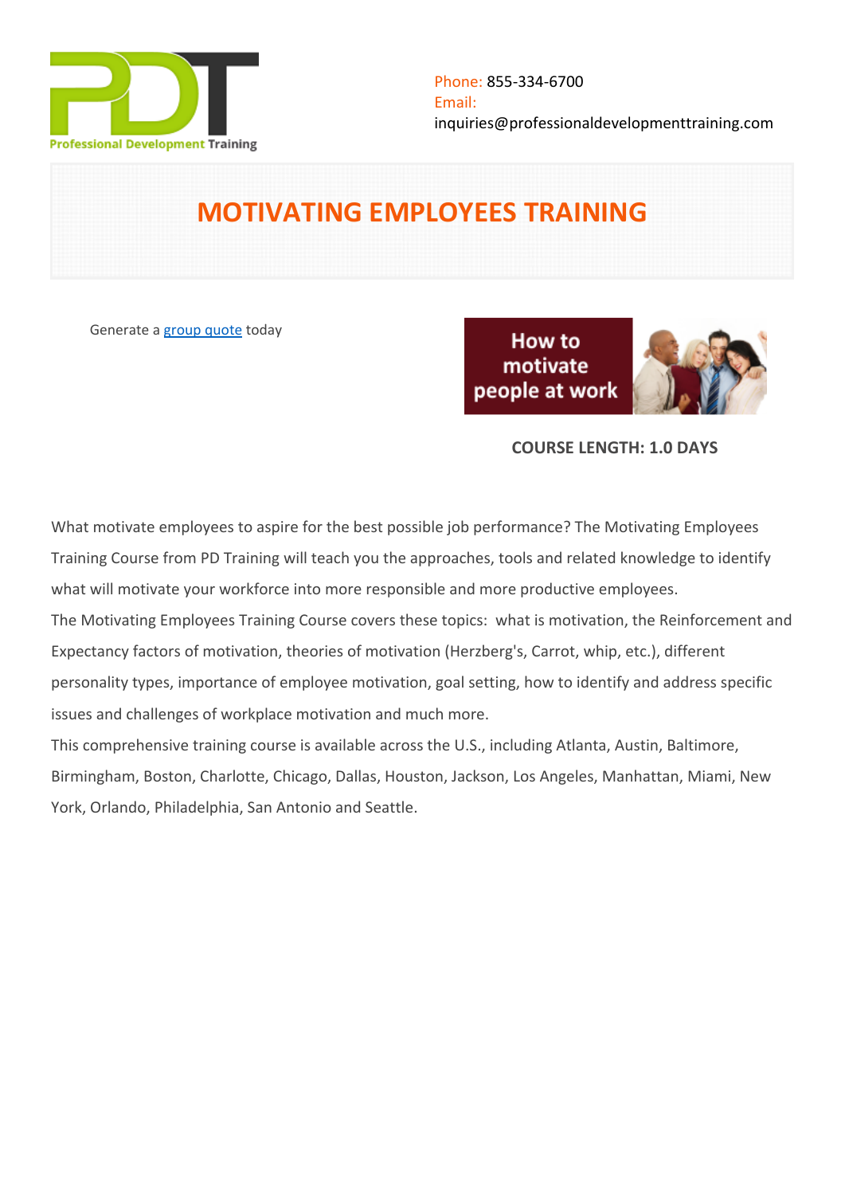Phone: 855-334-6700
Email: inquiries@professionaldevelopmenttraining.com

# MOTIVATING EMPLOYEES TRAINING

Generate a [group quote](group quote) today

**COURSE LENGTH: 1.0 DAYS**

What motivate employees to aspire for the best possible job performance? The Motivating Employees Training Course from PD Training will teach you the approaches, tools and related knowledge to identify what will motivate your workforce into more responsible and more productive employees.

The Motivating Employees Training Course covers these topics: what is motivation, the Reinforcement and Expectancy factors of motivation, theories of motivation (Herzberg's, Carrot, whip, etc.), different personality types, importance of employee motivation, goal setting, how to identify and address specific issues and challenges of workplace motivation and much more.

This comprehensive training course is available across the U.S., including Atlanta, Austin, Baltimore, Birmingham, Boston, Charlotte, Chicago, Dallas, Houston, Jackson, Los Angeles, Manhattan, Miami, New York, Orlando, Philadelphia, San Antonio and Seattle.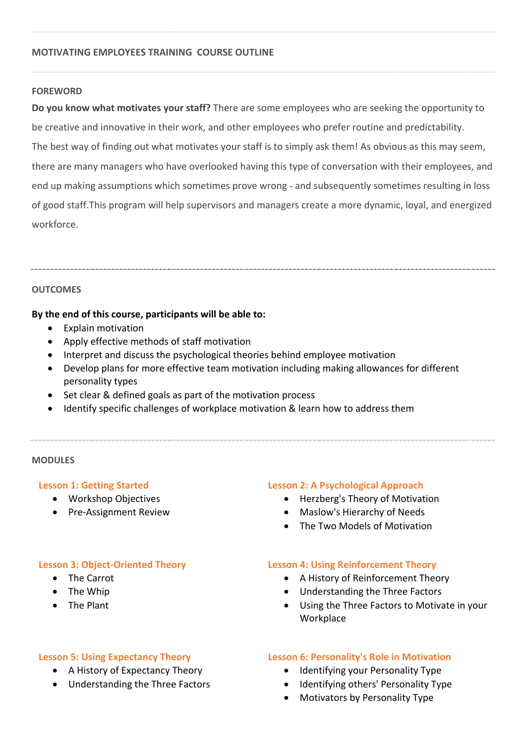## MOTIVATING EMPLOYEES TRAINING COURSE OUTLINE

### FOREWORD

**Do you know what motivates your staff?** There are some employees who are seeking the opportunity to be creative and innovative in their work, and other employees who prefer routine and predictability. The best way of finding out what motivates your staff is to simply ask them! As obvious as this may seem, there are many managers who have overlooked having this type of conversation with their employees, and end up making assumptions which sometimes prove wrong - and subsequently sometimes resulting in loss of good staff.This program will help supervisors and managers create a more dynamic, loyal, and energized workforce.

### OUTCOMES

**By the end of this course, participants will be able to:**

- Explain motivation
- Apply effective methods of staff motivation
- Interpret and discuss the psychological theories behind employee motivation
- Develop plans for more effective team motivation including making allowances for different personality types
- Set clear & defined goals as part of the motivation process
- Identify specific challenges of workplace motivation & learn how to address them

### MODULES

#### Lesson 1: Getting Started

- Workshop Objectives
- Pre-Assignment Review

#### Lesson 2: A Psychological Approach

- Herzberg's Theory of Motivation
- Maslow's Hierarchy of Needs
- The Two Models of Motivation

#### Lesson 3: Object-Oriented Theory

- The Carrot
- The Whip
- The Plant

#### Lesson 4: Using Reinforcement Theory

- A History of Reinforcement Theory
- Understanding the Three Factors
- Using the Three Factors to Motivate in your Workplace

#### Lesson 5: Using Expectancy Theory

- A History of Expectancy Theory
- Understanding the Three Factors

#### Lesson 6: Personality's Role in Motivation

- Identifying your Personality Type
- Identifying others' Personality Type
- Motivators by Personality Type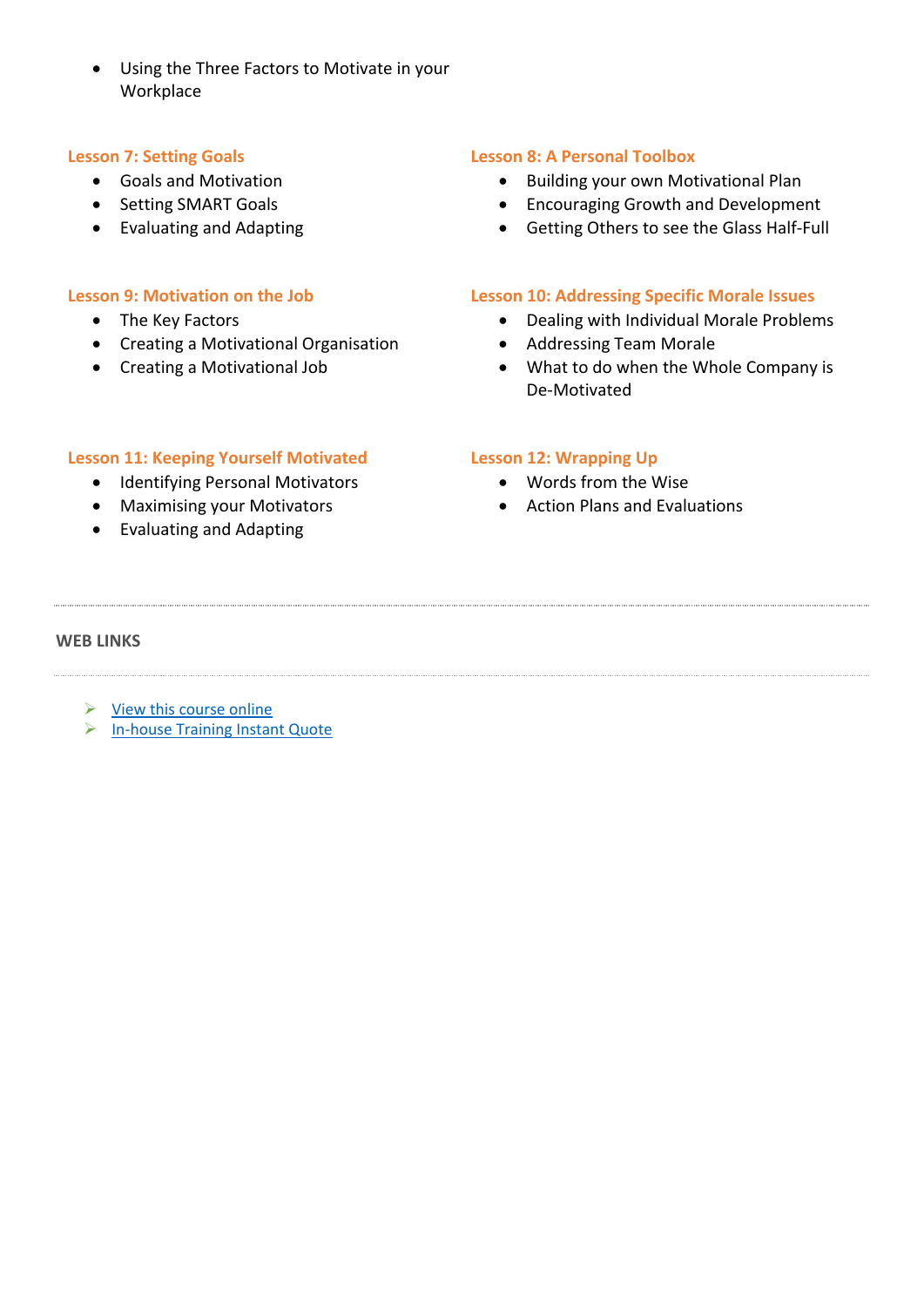- Using the Three Factors to Motivate in your Workplace

### Lesson 7: Setting Goals

- Goals and Motivation
- Setting SMART Goals
- Evaluating and Adapting

### Lesson 8: A Personal Toolbox

- Building your own Motivational Plan
- Encouraging Growth and Development
- Getting Others to see the Glass Half-Full

### Lesson 9: Motivation on the Job

- The Key Factors
- Creating a Motivational Organisation
- Creating a Motivational Job

### Lesson 10: Addressing Specific Morale Issues

- Dealing with Individual Morale Problems
- Addressing Team Morale
- What to do when the Whole Company is De-Motivated

### Lesson 11: Keeping Yourself Motivated

- Identifying Personal Motivators
- Maximising your Motivators
- Evaluating and Adapting

### Lesson 12: Wrapping Up

- Words from the Wise
- Action Plans and Evaluations

---

## WEB LINKS

---

- View this course online
- In-house Training Instant Quote